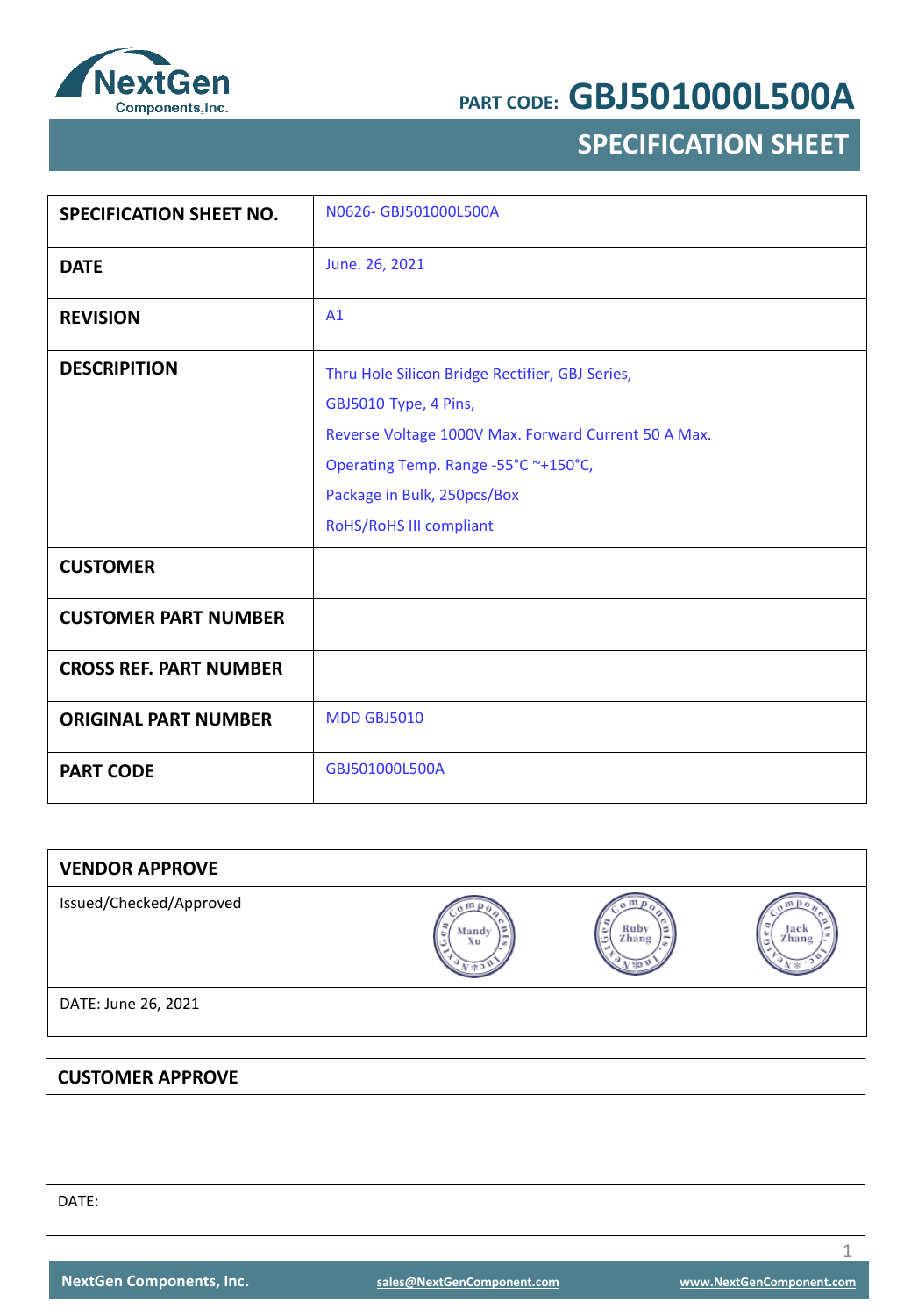PART CODE: **GBJ501000L500A**

# SPECIFICATION SHEET

| | |
|---|---|
| **SPECIFICATION SHEET NO.** | N0626- GBJ501000L500A |
| **DATE** | June. 26, 2021 |
| **REVISION** | A1 |
| **DESCRIPITION** | Thru Hole Silicon Bridge Rectifier, GBJ Series,<br>GBJ5010 Type, 4 Pins,<br>Reverse Voltage 1000V Max. Forward Current 50 A Max.<br>Operating Temp. Range -55°C ~+150°C,<br>Package in Bulk, 250pcs/Box<br>RoHS/RoHS III compliant |
| **CUSTOMER** | |
| **CUSTOMER PART NUMBER** | |
| **CROSS REF. PART NUMBER** | |
| **ORIGINAL PART NUMBER** | MDD GBJ5010 |
| **PART CODE** | GBJ501000L500A |

| **VENDOR APPROVE** | | | |
|---|---|---|---|
| Issued/Checked/Approved | Mandy Xu | Ruby Zhang | Jack Zhang |
| DATE: June 26, 2021 | | | |

| **CUSTOMER APPROVE** |
|---|
| |
| DATE: |

NextGen Components, Inc. sales@NextGenComponent.com www.NextGenComponent.com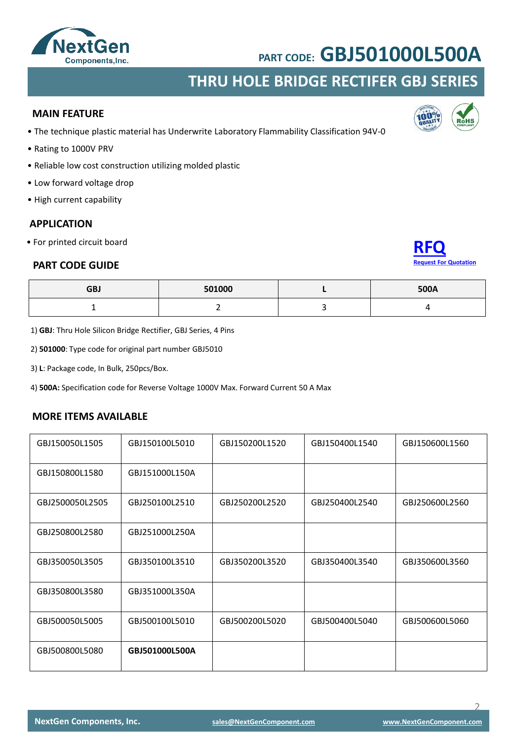PART CODE: **GBJ501000L500A**

## THRU HOLE BRIDGE RECTIFER GBJ SERIES

### MAIN FEATURE

- The technique plastic material has Underwrite Laboratory Flammability Classification 94V-0
- Rating to 1000V PRV
- Reliable low cost construction utilizing molded plastic
- Low forward voltage drop
- High current capability

### APPLICATION

- For printed circuit board

**RFQ**
Request For Quotation

### PART CODE GUIDE

| GBJ | 501000 | L | 500A |
|---|---|---|---|
| 1 | 2 | 3 | 4 |

1) **GBJ**: Thru Hole Silicon Bridge Rectifier, GBJ Series, 4 Pins

2) **501000**: Type code for original part number GBJ5010

3) **L**: Package code, In Bulk, 250pcs/Box.

4) **500A:** Specification code for Reverse Voltage 1000V Max. Forward Current 50 A Max

### MORE ITEMS AVAILABLE

| | | | | |
|---|---|---|---|---|
| GBJ150050L1505 | GBJ150100L5010 | GBJ150200L1520 | GBJ150400L1540 | GBJ150600L1560 |
| GBJ150800L1580 | GBJ151000L150A | | | |
| GBJ2500050L2505 | GBJ250100L2510 | GBJ250200L2520 | GBJ250400L2540 | GBJ250600L2560 |
| GBJ250800L2580 | GBJ251000L250A | | | |
| GBJ350050L3505 | GBJ350100L3510 | GBJ350200L3520 | GBJ350400L3540 | GBJ350600L3560 |
| GBJ350800L3580 | GBJ351000L350A | | | |
| GBJ500050L5005 | GBJ500100L5010 | GBJ500200L5020 | GBJ500400L5040 | GBJ500600L5060 |
| GBJ500800L5080 | **GBJ501000L500A** | | | |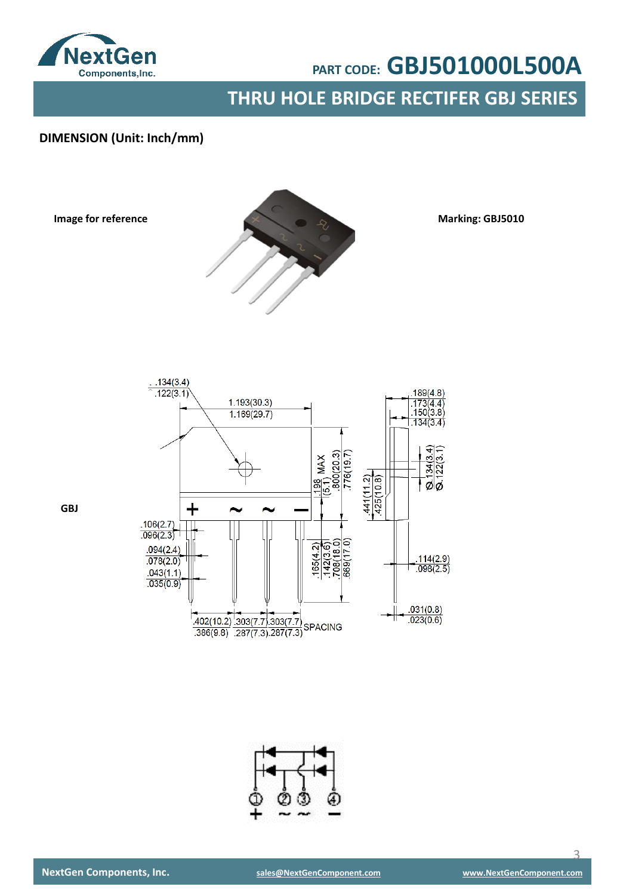PART CODE: **GBJ501000L500A**

## THRU HOLE BRIDGE RECTIFER GBJ SERIES

**DIMENSION (Unit: Inch/mm)**

**Image for reference**

**Marking: GBJ5010**

**GBJ**

.134(3.4)
.122(3.1)

1.193(30.3)
1.169(29.7)

.198 MAX (5.1)

.800(20.3)
.776(19.7)

.189(4.8)
.173(4.4)

.150(3.8)
.134(3.4)

.441(11.2)
.425(10.8)

Ø.134(3.4)
Ø.122(3.1)

.106(2.7)
.096(2.3)

.094(2.4)
.078(2.0)

.043(1.1)
.035(0.9)

.165(4.2)
.142(3.6)

.708(18.0)
.669(17.0)

.114(2.9)
.098(2.5)

.031(0.8)
.023(0.6)

.402(10.2) .303(7.7) .303(7.7)
.386(9.8) .287(7.3) .287(7.3) SPACING

+ ~ ~ −

① ② ③ ④
\+ ~ ~ −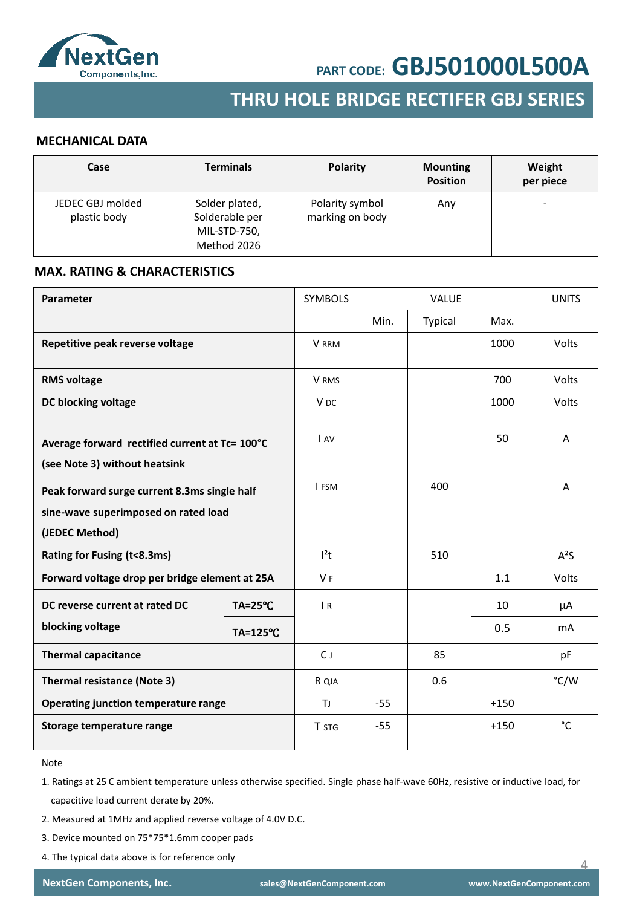PART CODE: **GBJ501000L500A**

# THRU HOLE BRIDGE RECTIFER GBJ SERIES

## MECHANICAL DATA

| Case | Terminals | Polarity | Mounting Position | Weight per piece |
|---|---|---|---|---|
| JEDEC GBJ molded plastic body | Solder plated, Solderable per MIL-STD-750, Method 2026 | Polarity symbol marking on body | Any | - |

## MAX. RATING & CHARACTERISTICS

| Parameter | | SYMBOLS | VALUE | | | UNITS |
|---|---|---|---|---|---|---|
| | | | Min. | Typical | Max. | |
| **Repetitive peak reverse voltage** | | $V_{RRM}$ | | | 1000 | Volts |
| **RMS voltage** | | $V_{RMS}$ | | | 700 | Volts |
| **DC blocking voltage** | | $V_{DC}$ | | | 1000 | Volts |
| **Average forward rectified current at Tc= 100°C (see Note 3) without heatsink** | | $I_{AV}$ | | | 50 | A |
| **Peak forward surge current 8.3ms single half sine-wave superimposed on rated load (JEDEC Method)** | | $I_{FSM}$ | | 400 | | A |
| **Rating for Fusing (t<8.3ms)** | | $I^2t$ | | 510 | | $A^2S$ |
| **Forward voltage drop per bridge element at 25A** | | $V_F$ | | | 1.1 | Volts |
| **DC reverse current at rated DC blocking voltage** | **TA=25℃** | $I_R$ | | | 10 | μA |
| | **TA=125℃** | | | | 0.5 | mA |
| **Thermal capacitance** | | $C_J$ | | 85 | | pF |
| **Thermal resistance (Note 3)** | | $R_{QJA}$ | | 0.6 | | °C/W |
| **Operating junction temperature range** | | $T_J$ | -55 | | +150 | |
| **Storage temperature range** | | $T_{STG}$ | -55 | | +150 | °C |

Note

1. Ratings at 25 C ambient temperature unless otherwise specified. Single phase half-wave 60Hz, resistive or inductive load, for capacitive load current derate by 20%.
2. Measured at 1MHz and applied reverse voltage of 4.0V D.C.
3. Device mounted on 75*75*1.6mm cooper pads
4. The typical data above is for reference only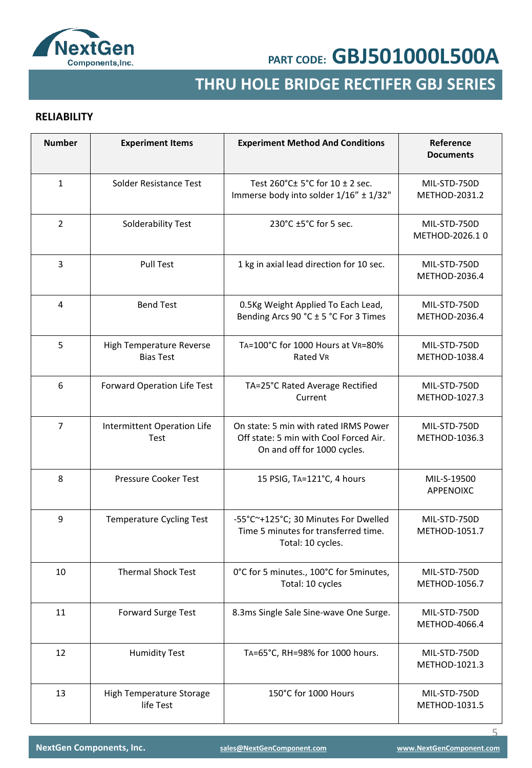## RELIABILITY

| Number | Experiment Items | Experiment Method And Conditions | Reference Documents |
|---|---|---|---|
| 1 | Solder Resistance Test | Test 260°C± 5°C for 10 ± 2 sec. Immerse body into solder 1/16" ± 1/32" | MIL-STD-750D METHOD-2031.2 |
| 2 | Solderability Test | 230°C ±5°C for 5 sec. | MIL-STD-750D METHOD-2026.1 0 |
| 3 | Pull Test | 1 kg in axial lead direction for 10 sec. | MIL-STD-750D METHOD-2036.4 |
| 4 | Bend Test | 0.5Kg Weight Applied To Each Lead, Bending Arcs 90 °C ± 5 °C For 3 Times | MIL-STD-750D METHOD-2036.4 |
| 5 | High Temperature Reverse Bias Test | $T_A$=100°C for 1000 Hours at $V_R$=80% Rated $V_R$ | MIL-STD-750D METHOD-1038.4 |
| 6 | Forward Operation Life Test | TA=25°C Rated Average Rectified Current | MIL-STD-750D METHOD-1027.3 |
| 7 | Intermittent Operation Life Test | On state: 5 min with rated IRMS Power Off state: 5 min with Cool Forced Air. On and off for 1000 cycles. | MIL-STD-750D METHOD-1036.3 |
| 8 | Pressure Cooker Test | 15 PSIG, $T_A$=121°C, 4 hours | MIL-S-19500 APPENOIXC |
| 9 | Temperature Cycling Test | -55°C~+125°C; 30 Minutes For Dwelled Time 5 minutes for transferred time. Total: 10 cycles. | MIL-STD-750D METHOD-1051.7 |
| 10 | Thermal Shock Test | 0°C for 5 minutes., 100°C for 5minutes, Total: 10 cycles | MIL-STD-750D METHOD-1056.7 |
| 11 | Forward Surge Test | 8.3ms Single Sale Sine-wave One Surge. | MIL-STD-750D METHOD-4066.4 |
| 12 | Humidity Test | $T_A$=65°C, RH=98% for 1000 hours. | MIL-STD-750D METHOD-1021.3 |
| 13 | High Temperature Storage life Test | 150°C for 1000 Hours | MIL-STD-750D METHOD-1031.5 |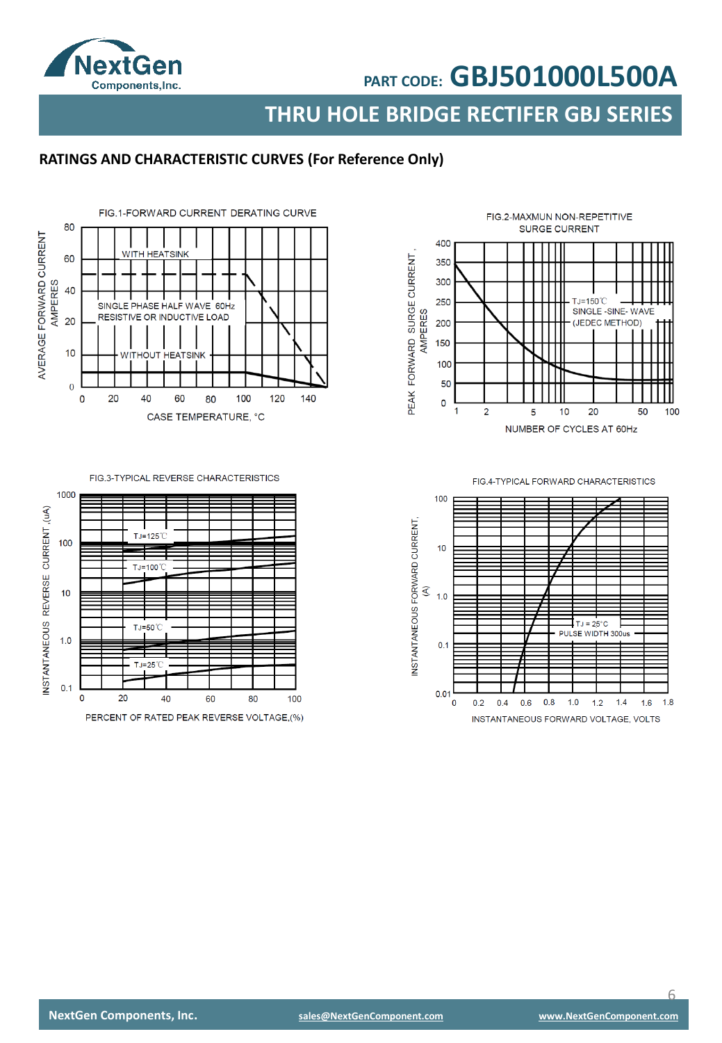## RATINGS AND CHARACTERISTIC CURVES (For Reference Only)

FIG.1-FORWARD CURRENT DERATING CURVE

AVERAGE FORWARD CURRENT AMPERES

WITH HEATSINK

SINGLE PHASE HALF WAVE 60Hz RESISTIVE OR INDUCTIVE LOAD

WITHOUT HEATSINK

CASE TEMPERATURE, °C

FIG.2-MAXMUN NON-REPETITIVE SURGE CURRENT

PEAK FORWARD SURGE CURRENT, AMPERES

TJ=150℃ SINGLE -SINE- WAVE (JEDEC METHOD)

NUMBER OF CYCLES AT 60Hz

FIG.3-TYPICAL REVERSE CHARACTERISTICS

INSTANTANEOUS REVERSE CURRENT ,(uA)

TJ=125℃

TJ=100℃

TJ=50℃

TJ=25℃

PERCENT OF RATED PEAK REVERSE VOLTAGE,(%)

FIG.4-TYPICAL FORWARD CHARACTERISTICS

INSTANTANEOUS FORWARD CURRENT, (A)

TJ = 25°C PULSE WIDTH 300us

INSTANTANEOUS FORWARD VOLTAGE, VOLTS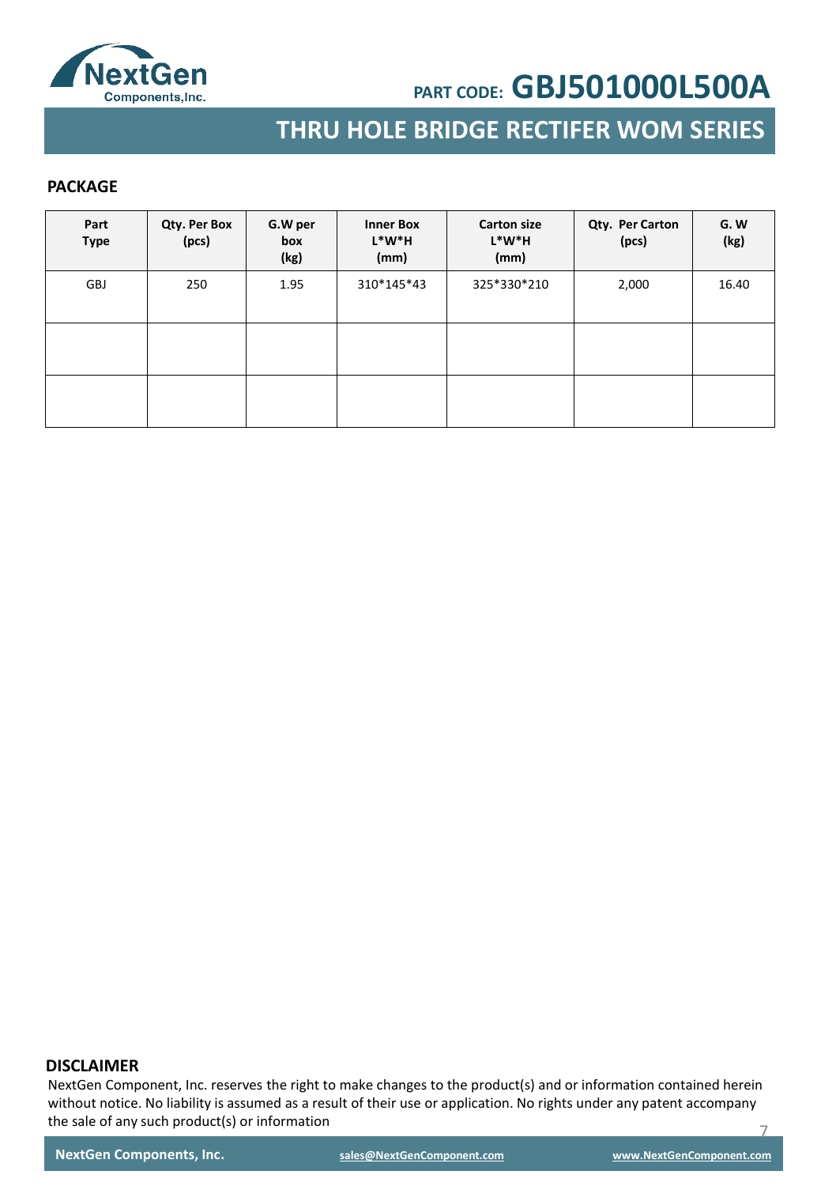## PACKAGE

| Part Type | Qty. Per Box (pcs) | G.W per box (kg) | Inner Box L*W*H (mm) | Carton size L*W*H (mm) | Qty. Per Carton (pcs) | G. W (kg) |
|---|---|---|---|---|---|---|
| GBJ | 250 | 1.95 | 310*145*43 | 325*330*210 | 2,000 | 16.40 |
| | | | | | | |
| | | | | | | |

## DISCLAIMER

NextGen Component, Inc. reserves the right to make changes to the product(s) and or information contained herein without notice. No liability is assumed as a result of their use or application. No rights under any patent accompany the sale of any such product(s) or information